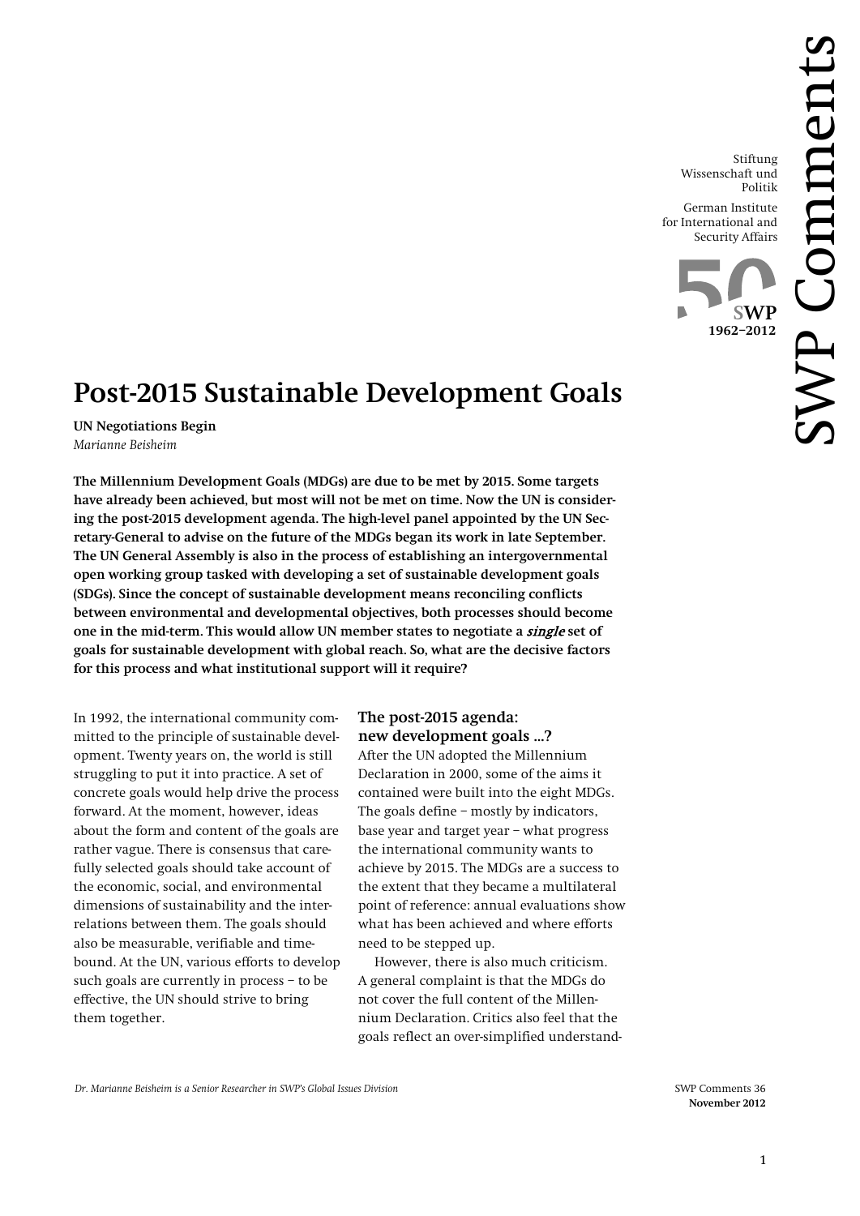Stiftung Wissenschaft und Politik

German Institute for International and Security Affairs

# Post-2015 Sustainable Development Goals

**UN Negotiations Begin**
*Marianne Beisheim*

**The Millennium Development Goals (MDGs) are due to be met by 2015. Some targets have already been achieved, but most will not be met on time. Now the UN is considering the post-2015 development agenda. The high-level panel appointed by the UN Secretary-General to advise on the future of the MDGs began its work in late September. The UN General Assembly is also in the process of establishing an intergovernmental open working group tasked with developing a set of sustainable development goals (SDGs). Since the concept of sustainable development means reconciling conflicts between environmental and developmental objectives, both processes should become one in the mid-term. This would allow UN member states to negotiate a *single* set of goals for sustainable development with global reach. So, what are the decisive factors for this process and what institutional support will it require?**

In 1992, the international community committed to the principle of sustainable development. Twenty years on, the world is still struggling to put it into practice. A set of concrete goals would help drive the process forward. At the moment, however, ideas about the form and content of the goals are rather vague. There is consensus that carefully selected goals should take account of the economic, social, and environmental dimensions of sustainability and the interrelations between them. The goals should also be measurable, verifiable and time-bound. At the UN, various efforts to develop such goals are currently in process – to be effective, the UN should strive to bring them together.

## The post-2015 agenda: new development goals ...?

After the UN adopted the Millennium Declaration in 2000, some of the aims it contained were built into the eight MDGs. The goals define – mostly by indicators, base year and target year – what progress the international community wants to achieve by 2015. The MDGs are a success to the extent that they became a multilateral point of reference: annual evaluations show what has been achieved and where efforts need to be stepped up.

However, there is also much criticism. A general complaint is that the MDGs do not cover the full content of the Millennium Declaration. Critics also feel that the goals reflect an over-simplified understand-

*Dr. Marianne Beisheim is a Senior Researcher in SWP's Global Issues Division*

SWP Comments 36
**November 2012**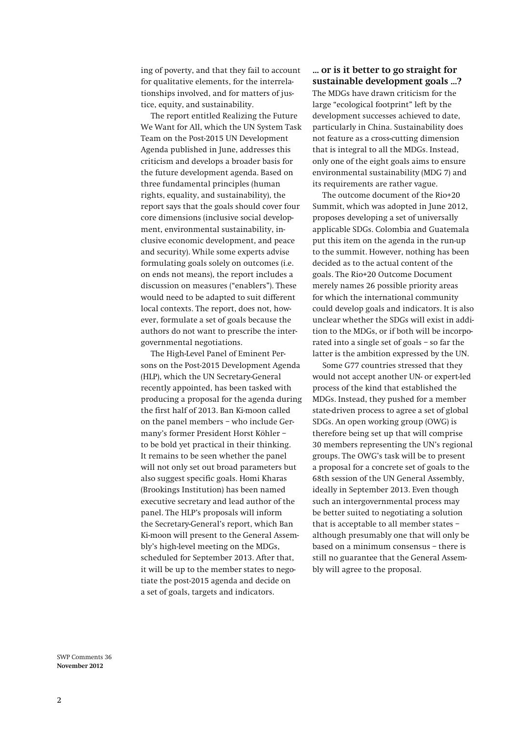ing of poverty, and that they fail to account for qualitative elements, for the interrelationships involved, and for matters of justice, equity, and sustainability.

The report entitled Realizing the Future We Want for All, which the UN System Task Team on the Post-2015 UN Development Agenda published in June, addresses this criticism and develops a broader basis for the future development agenda. Based on three fundamental principles (human rights, equality, and sustainability), the report says that the goals should cover four core dimensions (inclusive social development, environmental sustainability, inclusive economic development, and peace and security). While some experts advise formulating goals solely on outcomes (i.e. on ends not means), the report includes a discussion on measures ("enablers"). These would need to be adapted to suit different local contexts. The report, does not, however, formulate a set of goals because the authors do not want to prescribe the intergovernmental negotiations.

The High-Level Panel of Eminent Persons on the Post-2015 Development Agenda (HLP), which the UN Secretary-General recently appointed, has been tasked with producing a proposal for the agenda during the first half of 2013. Ban Ki-moon called on the panel members – who include Germany's former President Horst Köhler – to be bold yet practical in their thinking. It remains to be seen whether the panel will not only set out broad parameters but also suggest specific goals. Homi Kharas (Brookings Institution) has been named executive secretary and lead author of the panel. The HLP's proposals will inform the Secretary-General's report, which Ban Ki-moon will present to the General Assembly's high-level meeting on the MDGs, scheduled for September 2013. After that, it will be up to the member states to negotiate the post-2015 agenda and decide on a set of goals, targets and indicators.

### … or is it better to go straight for sustainable development goals …?

The MDGs have drawn criticism for the large "ecological footprint" left by the development successes achieved to date, particularly in China. Sustainability does not feature as a cross-cutting dimension that is integral to all the MDGs. Instead, only one of the eight goals aims to ensure environmental sustainability (MDG 7) and its requirements are rather vague.

The outcome document of the Rio+20 Summit, which was adopted in June 2012, proposes developing a set of universally applicable SDGs. Colombia and Guatemala put this item on the agenda in the run-up to the summit. However, nothing has been decided as to the actual content of the goals. The Rio+20 Outcome Document merely names 26 possible priority areas for which the international community could develop goals and indicators. It is also unclear whether the SDGs will exist in addition to the MDGs, or if both will be incorporated into a single set of goals – so far the latter is the ambition expressed by the UN.

Some G77 countries stressed that they would not accept another UN- or expert-led process of the kind that established the MDGs. Instead, they pushed for a member state-driven process to agree a set of global SDGs. An open working group (OWG) is therefore being set up that will comprise 30 members representing the UN's regional groups. The OWG's task will be to present a proposal for a concrete set of goals to the 68th session of the UN General Assembly, ideally in September 2013. Even though such an intergovernmental process may be better suited to negotiating a solution that is acceptable to all member states – although presumably one that will only be based on a minimum consensus – there is still no guarantee that the General Assembly will agree to the proposal.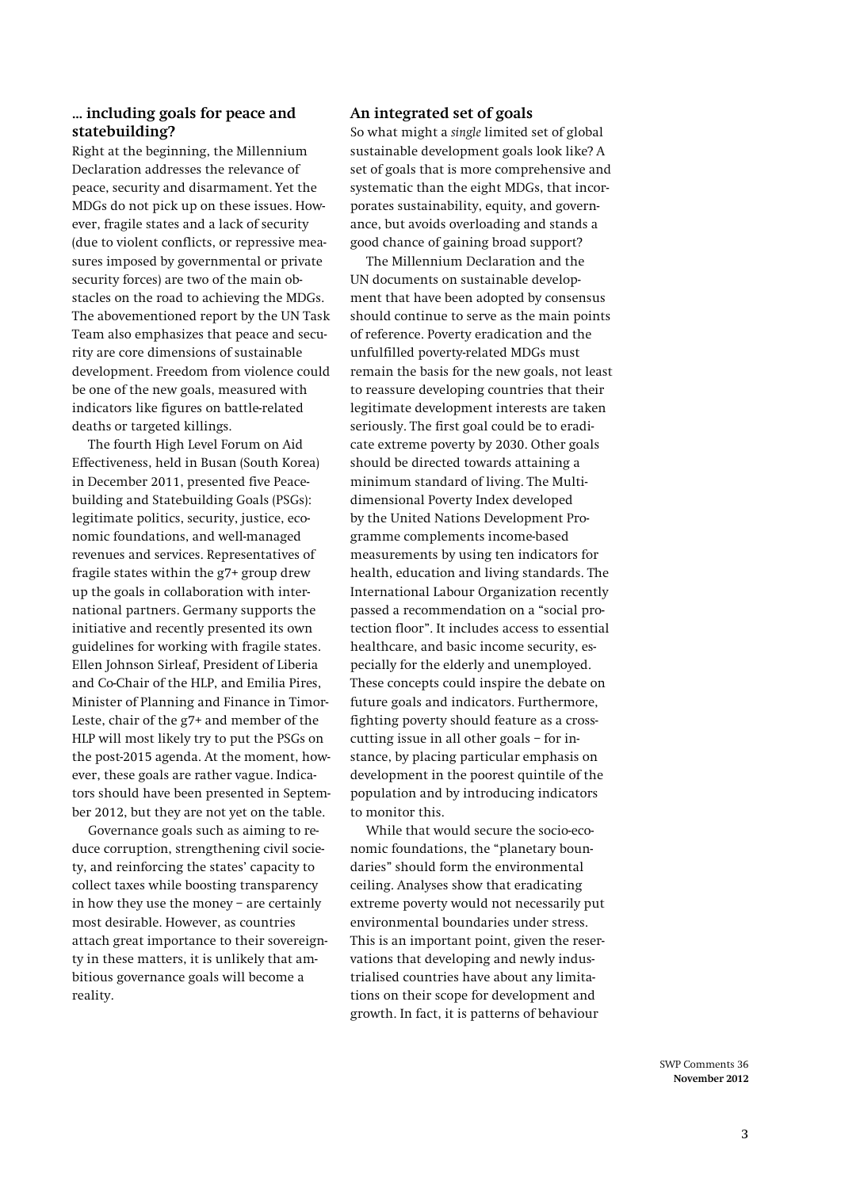## … including goals for peace and statebuilding?

Right at the beginning, the Millennium Declaration addresses the relevance of peace, security and disarmament. Yet the MDGs do not pick up on these issues. However, fragile states and a lack of security (due to violent conflicts, or repressive measures imposed by governmental or private security forces) are two of the main obstacles on the road to achieving the MDGs. The abovementioned report by the UN Task Team also emphasizes that peace and security are core dimensions of sustainable development. Freedom from violence could be one of the new goals, measured with indicators like figures on battle-related deaths or targeted killings.

The fourth High Level Forum on Aid Effectiveness, held in Busan (South Korea) in December 2011, presented five Peacebuilding and Statebuilding Goals (PSGs): legitimate politics, security, justice, economic foundations, and well-managed revenues and services. Representatives of fragile states within the g7+ group drew up the goals in collaboration with international partners. Germany supports the initiative and recently presented its own guidelines for working with fragile states. Ellen Johnson Sirleaf, President of Liberia and Co-Chair of the HLP, and Emilia Pires, Minister of Planning and Finance in Timor-Leste, chair of the g7+ and member of the HLP will most likely try to put the PSGs on the post-2015 agenda. At the moment, however, these goals are rather vague. Indicators should have been presented in September 2012, but they are not yet on the table.

Governance goals such as aiming to reduce corruption, strengthening civil society, and reinforcing the states' capacity to collect taxes while boosting transparency in how they use the money – are certainly most desirable. However, as countries attach great importance to their sovereignty in these matters, it is unlikely that ambitious governance goals will become a reality.

## An integrated set of goals

So what might a *single* limited set of global sustainable development goals look like? A set of goals that is more comprehensive and systematic than the eight MDGs, that incorporates sustainability, equity, and governance, but avoids overloading and stands a good chance of gaining broad support?

The Millennium Declaration and the UN documents on sustainable development that have been adopted by consensus should continue to serve as the main points of reference. Poverty eradication and the unfulfilled poverty-related MDGs must remain the basis for the new goals, not least to reassure developing countries that their legitimate development interests are taken seriously. The first goal could be to eradicate extreme poverty by 2030. Other goals should be directed towards attaining a minimum standard of living. The Multidimensional Poverty Index developed by the United Nations Development Programme complements income-based measurements by using ten indicators for health, education and living standards. The International Labour Organization recently passed a recommendation on a "social protection floor". It includes access to essential healthcare, and basic income security, especially for the elderly and unemployed. These concepts could inspire the debate on future goals and indicators. Furthermore, fighting poverty should feature as a cross-cutting issue in all other goals – for instance, by placing particular emphasis on development in the poorest quintile of the population and by introducing indicators to monitor this.

While that would secure the socio-economic foundations, the "planetary boundaries" should form the environmental ceiling. Analyses show that eradicating extreme poverty would not necessarily put environmental boundaries under stress. This is an important point, given the reservations that developing and newly industrialised countries have about any limitations on their scope for development and growth. In fact, it is patterns of behaviour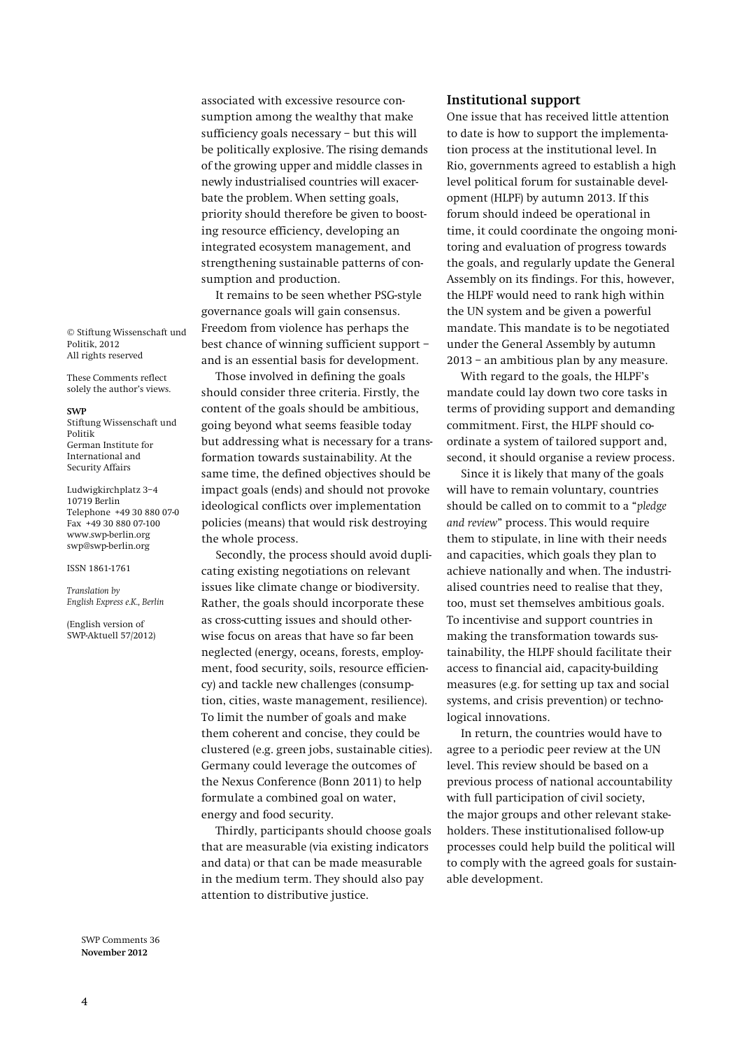associated with excessive resource consumption among the wealthy that make sufficiency goals necessary – but this will be politically explosive. The rising demands of the growing upper and middle classes in newly industrialised countries will exacerbate the problem. When setting goals, priority should therefore be given to boosting resource efficiency, developing an integrated ecosystem management, and strengthening sustainable patterns of consumption and production.

It remains to be seen whether PSG-style governance goals will gain consensus. Freedom from violence has perhaps the best chance of winning sufficient support – and is an essential basis for development.

Those involved in defining the goals should consider three criteria. Firstly, the content of the goals should be ambitious, going beyond what seems feasible today but addressing what is necessary for a transformation towards sustainability. At the same time, the defined objectives should be impact goals (ends) and should not provoke ideological conflicts over implementation policies (means) that would risk destroying the whole process.

Secondly, the process should avoid duplicating existing negotiations on relevant issues like climate change or biodiversity. Rather, the goals should incorporate these as cross-cutting issues and should otherwise focus on areas that have so far been neglected (energy, oceans, forests, employment, food security, soils, resource efficiency) and tackle new challenges (consumption, cities, waste management, resilience). To limit the number of goals and make them coherent and concise, they could be clustered (e.g. green jobs, sustainable cities). Germany could leverage the outcomes of the Nexus Conference (Bonn 2011) to help formulate a combined goal on water, energy and food security.

Thirdly, participants should choose goals that are measurable (via existing indicators and data) or that can be made measurable in the medium term. They should also pay attention to distributive justice.

### Institutional support

One issue that has received little attention to date is how to support the implementation process at the institutional level. In Rio, governments agreed to establish a high level political forum for sustainable development (HLPF) by autumn 2013. If this forum should indeed be operational in time, it could coordinate the ongoing monitoring and evaluation of progress towards the goals, and regularly update the General Assembly on its findings. For this, however, the HLPF would need to rank high within the UN system and be given a powerful mandate. This mandate is to be negotiated under the General Assembly by autumn 2013 – an ambitious plan by any measure.

With regard to the goals, the HLPF's mandate could lay down two core tasks in terms of providing support and demanding commitment. First, the HLPF should coordinate a system of tailored support and, second, it should organise a review process.

Since it is likely that many of the goals will have to remain voluntary, countries should be called on to commit to a "*pledge and review*" process. This would require them to stipulate, in line with their needs and capacities, which goals they plan to achieve nationally and when. The industrialised countries need to realise that they, too, must set themselves ambitious goals. To incentivise and support countries in making the transformation towards sustainability, the HLPF should facilitate their access to financial aid, capacity-building measures (e.g. for setting up tax and social systems, and crisis prevention) or technological innovations.

In return, the countries would have to agree to a periodic peer review at the UN level. This review should be based on a previous process of national accountability with full participation of civil society, the major groups and other relevant stakeholders. These institutionalised follow-up processes could help build the political will to comply with the agreed goals for sustainable development.

© Stiftung Wissenschaft und Politik, 2012
All rights reserved

These Comments reflect solely the author's views.

**SWP**
Stiftung Wissenschaft und Politik
German Institute for International and Security Affairs

Ludwigkirchplatz 3–4
10719 Berlin
Telephone +49 30 880 07-0
Fax +49 30 880 07-100
www.swp-berlin.org
swp@swp-berlin.org

ISSN 1861-1761

*Translation by English Express e.K., Berlin*

(English version of SWP-Aktuell 57/2012)